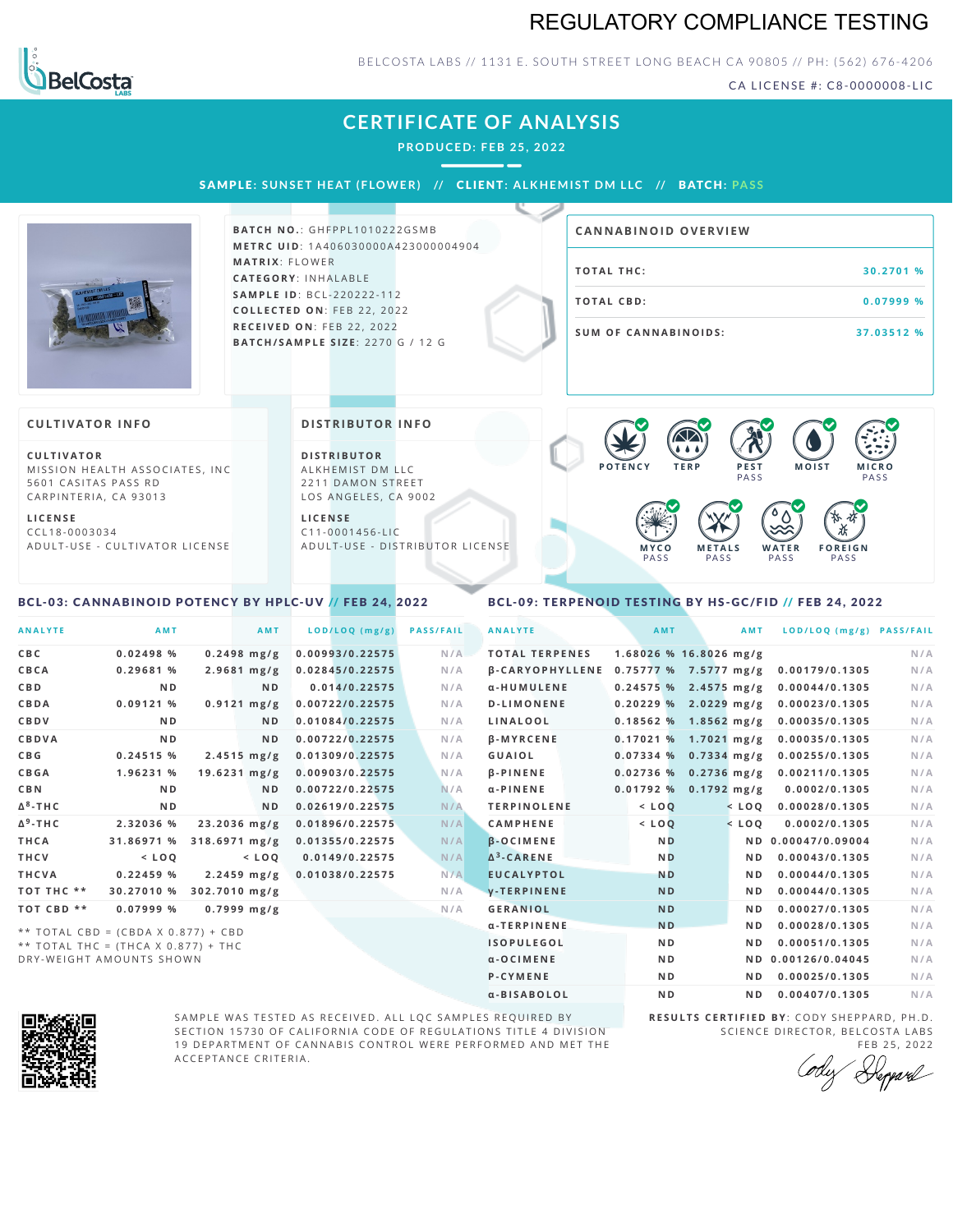# REGULATORY COMPLIANCE TESTING

BELCOSTA LABS // 1131 E. SOUTH STREET LONG BEACH CA 90805 // PH: (562) 676-4206

CA LICENSE #: C8-0000008-LIC

## CERTIFICATE OF ANALYSIS

PRODUCED: FEB 25, 2022

**SAMPLE:** SUNSET HEAT (FLOWER) // **CLIENT:** ALKHEMIST DM LLC // **BATCH:** PASS

**BATCH NO.:** GHFPPL1010222GSMB
**METRC UID:** 1A406030000A423000004904
**MATRIX:** FLOWER
**CATEGORY:** INHALABLE
**SAMPLE ID:** BCL-220222-112
**COLLECTED ON:** FEB 22, 2022
**RECEIVED ON:** FEB 22, 2022
**BATCH/SAMPLE SIZE:** 2270 G / 12 G

### CANNABINOID OVERVIEW

| | |
|---|---|
| TOTAL THC: | 30.2701 % |
| TOTAL CBD: | 0.07999 % |
| SUM OF CANNABINOIDS: | 37.03512 % |

### CULTIVATOR INFO

**CULTIVATOR**
MISSION HEALTH ASSOCIATES, INC
5601 CASITAS PASS RD
CARPINTERIA, CA 93013

**LICENSE**
CCL18-0003034
ADULT-USE - CULTIVATOR LICENSE

### DISTRIBUTOR INFO

**DISTRIBUTOR**
ALKHEMIST DM LLC
2211 DAMON STREET
LOS ANGELES, CA 9002

**LICENSE**
C11-0001456-LIC
ADULT-USE - DISTRIBUTOR LICENSE

POTENCY | TERP | PEST PASS | MOIST | MICRO PASS | MYCO PASS | METALS PASS | WATER PASS | FOREIGN PASS

### BCL-03: CANNABINOID POTENCY BY HPLC-UV // FEB 24, 2022

| ANALYTE | AMT | AMT | LOD/LOQ (mg/g) | PASS/FAIL |
|---|---|---|---|---|
| CBC | 0.02498 % | 0.2498 mg/g | 0.00993/0.22575 | N/A |
| CBCA | 0.29681 % | 2.9681 mg/g | 0.02845/0.22575 | N/A |
| CBD | ND | ND | 0.014/0.22575 | N/A |
| CBDA | 0.09121 % | 0.9121 mg/g | 0.00722/0.22575 | N/A |
| CBDV | ND | ND | 0.01084/0.22575 | N/A |
| CBDVA | ND | ND | 0.00722/0.22575 | N/A |
| CBG | 0.24515 % | 2.4515 mg/g | 0.01309/0.22575 | N/A |
| CBGA | 1.96231 % | 19.6231 mg/g | 0.00903/0.22575 | N/A |
| CBN | ND | ND | 0.00722/0.22575 | N/A |
| $\Delta^8$-THC | ND | ND | 0.02619/0.22575 | N/A |
| $\Delta^9$-THC | 2.32036 % | 23.2036 mg/g | 0.01896/0.22575 | N/A |
| THCA | 31.86971 % | 318.6971 mg/g | 0.01355/0.22575 | N/A |
| THCV | < LOQ | < LOQ | 0.0149/0.22575 | N/A |
| THCVA | 0.22459 % | 2.2459 mg/g | 0.01038/0.22575 | N/A |
| TOT THC ** | 30.27010 % | 302.7010 mg/g | | N/A |
| TOT CBD ** | 0.07999 % | 0.7999 mg/g | | N/A |

** TOTAL CBD = (CBDA X 0.877) + CBD
** TOTAL THC = (THCA X 0.877) + THC
DRY-WEIGHT AMOUNTS SHOWN

### BCL-09: TERPENOID TESTING BY HS-GC/FID // FEB 24, 2022

| ANALYTE | AMT | AMT | LOD/LOQ (mg/g) | PASS/FAIL |
|---|---|---|---|---|
| TOTAL TERPENES | 1.68026 % | 16.8026 mg/g | | N/A |
| β-CARYOPHYLLENE | 0.75777 % | 7.5777 mg/g | 0.00179/0.1305 | N/A |
| α-HUMULENE | 0.24575 % | 2.4575 mg/g | 0.00044/0.1305 | N/A |
| D-LIMONENE | 0.20229 % | 2.0229 mg/g | 0.00023/0.1305 | N/A |
| LINALOOL | 0.18562 % | 1.8562 mg/g | 0.00035/0.1305 | N/A |
| β-MYRCENE | 0.17021 % | 1.7021 mg/g | 0.00035/0.1305 | N/A |
| GUAIOL | 0.07334 % | 0.7334 mg/g | 0.00255/0.1305 | N/A |
| β-PINENE | 0.02736 % | 0.2736 mg/g | 0.00211/0.1305 | N/A |
| α-PINENE | 0.01792 % | 0.1792 mg/g | 0.0002/0.1305 | N/A |
| TERPINOLENE | < LOQ | < LOQ | 0.00028/0.1305 | N/A |
| CAMPHENE | < LOQ | < LOQ | 0.0002/0.1305 | N/A |
| β-OCIMENE | ND | ND | 0.00047/0.09004 | N/A |
| $\Delta^3$-CARENE | ND | ND | 0.00043/0.1305 | N/A |
| EUCALYPTOL | ND | ND | 0.00044/0.1305 | N/A |
| γ-TERPINENE | ND | ND | 0.00044/0.1305 | N/A |
| GERANIOL | ND | ND | 0.00027/0.1305 | N/A |
| α-TERPINENE | ND | ND | 0.00028/0.1305 | N/A |
| ISOPULEGOL | ND | ND | 0.00051/0.1305 | N/A |
| α-OCIMENE | ND | ND | 0.00126/0.04045 | N/A |
| P-CYMENE | ND | ND | 0.00025/0.1305 | N/A |
| α-BISABOLOL | ND | ND | 0.00407/0.1305 | N/A |

SAMPLE WAS TESTED AS RECEIVED. ALL LQC SAMPLES REQUIRED BY SECTION 15730 OF CALIFORNIA CODE OF REGULATIONS TITLE 4 DIVISION 19 DEPARTMENT OF CANNABIS CONTROL WERE PERFORMED AND MET THE ACCEPTANCE CRITERIA.

**RESULTS CERTIFIED BY:** CODY SHEPPARD, PH.D.
SCIENCE DIRECTOR, BELCOSTA LABS
FEB 25, 2022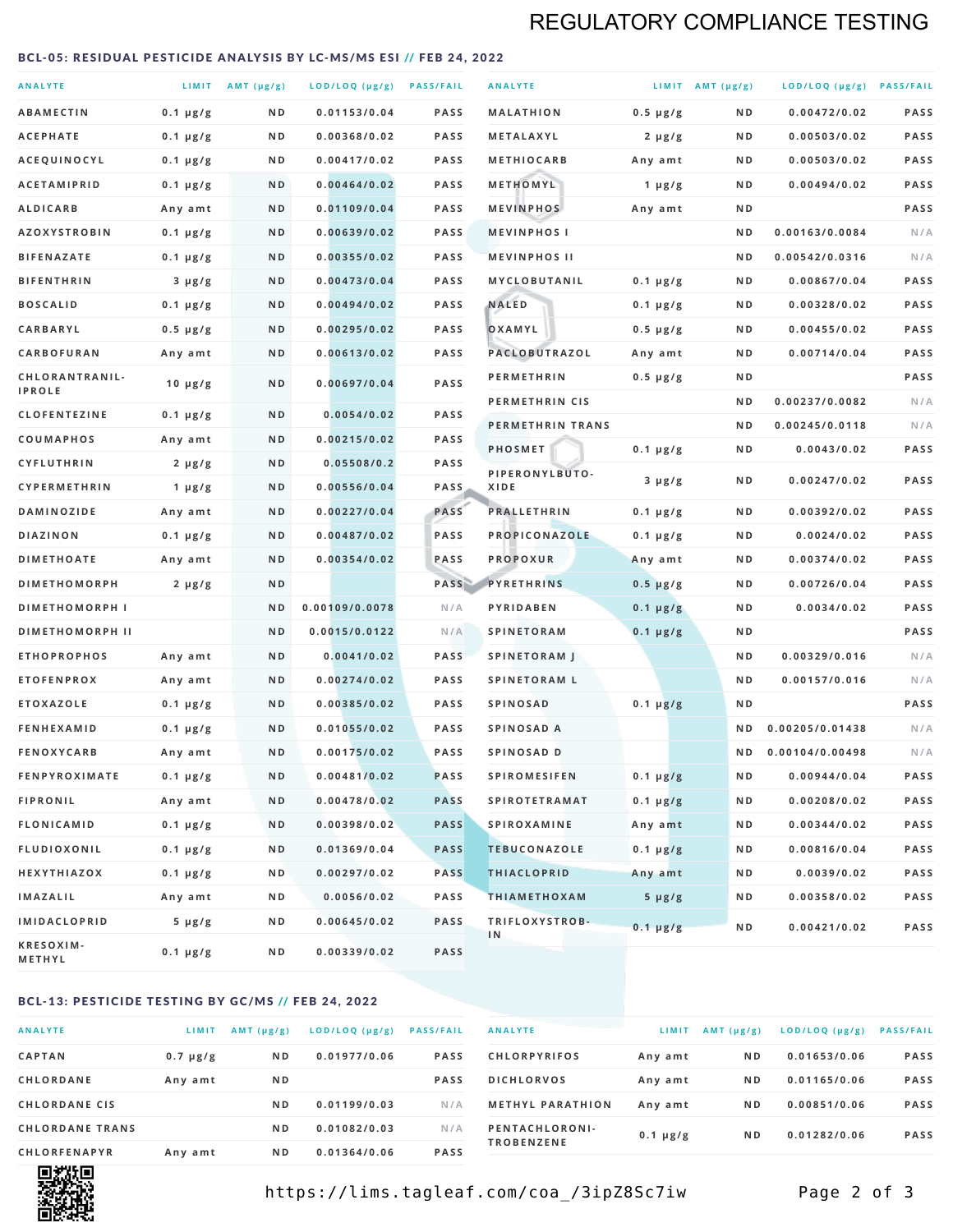## REGULATORY COMPLIANCE TESTING

### BCL-05: RESIDUAL PESTICIDE ANALYSIS BY LC-MS/MS ESI // FEB 24, 2022

| ANALYTE | LIMIT | AMT (µg/g) | LOD/LOQ (µg/g) | PASS/FAIL |
|---|---|---|---|---|
| ABAMECTIN | 0.1 µg/g | ND | 0.01153/0.04 | PASS |
| ACEPHATE | 0.1 µg/g | ND | 0.00368/0.02 | PASS |
| ACEQUINOCYL | 0.1 µg/g | ND | 0.00417/0.02 | PASS |
| ACETAMIPRID | 0.1 µg/g | ND | 0.00464/0.02 | PASS |
| ALDICARB | Any amt | ND | 0.01109/0.04 | PASS |
| AZOXYSTROBIN | 0.1 µg/g | ND | 0.00639/0.02 | PASS |
| BIFENAZATE | 0.1 µg/g | ND | 0.00355/0.02 | PASS |
| BIFENTHRIN | 3 µg/g | ND | 0.00473/0.04 | PASS |
| BOSCALID | 0.1 µg/g | ND | 0.00494/0.02 | PASS |
| CARBARYL | 0.5 µg/g | ND | 0.00295/0.02 | PASS |
| CARBOFURAN | Any amt | ND | 0.00613/0.02 | PASS |
| CHLORANTRANILIPROLE | 10 µg/g | ND | 0.00697/0.04 | PASS |
| CLOFENTEZINE | 0.1 µg/g | ND | 0.0054/0.02 | PASS |
| COUMAPHOS | Any amt | ND | 0.00215/0.02 | PASS |
| CYFLUTHRIN | 2 µg/g | ND | 0.05508/0.2 | PASS |
| CYPERMETHRIN | 1 µg/g | ND | 0.00556/0.04 | PASS |
| DAMINOZIDE | Any amt | ND | 0.00227/0.04 | PASS |
| DIAZINON | 0.1 µg/g | ND | 0.00487/0.02 | PASS |
| DIMETHOATE | Any amt | ND | 0.00354/0.02 | PASS |
| DIMETHOMORPH | 2 µg/g | ND | | PASS |
| DIMETHOMORPH I | | ND | 0.00109/0.0078 | N/A |
| DIMETHOMORPH II | | ND | 0.0015/0.0122 | N/A |
| ETHOPROPHOS | Any amt | ND | 0.0041/0.02 | PASS |
| ETOFENPROX | Any amt | ND | 0.00274/0.02 | PASS |
| ETOXAZOLE | 0.1 µg/g | ND | 0.00385/0.02 | PASS |
| FENHEXAMID | 0.1 µg/g | ND | 0.01055/0.02 | PASS |
| FENOXYCARB | Any amt | ND | 0.00175/0.02 | PASS |
| FENPYROXIMATE | 0.1 µg/g | ND | 0.00481/0.02 | PASS |
| FIPRONIL | Any amt | ND | 0.00478/0.02 | PASS |
| FLONICAMID | 0.1 µg/g | ND | 0.00398/0.02 | PASS |
| FLUDIOXONIL | 0.1 µg/g | ND | 0.01369/0.04 | PASS |
| HEXYTHIAZOX | 0.1 µg/g | ND | 0.00297/0.02 | PASS |
| IMAZALIL | Any amt | ND | 0.0056/0.02 | PASS |
| IMIDACLOPRID | 5 µg/g | ND | 0.00645/0.02 | PASS |
| KRESOXIM-METHYL | 0.1 µg/g | ND | 0.00339/0.02 | PASS |
| MALATHION | 0.5 µg/g | ND | 0.00472/0.02 | PASS |
| METALAXYL | 2 µg/g | ND | 0.00503/0.02 | PASS |
| METHIOCARB | Any amt | ND | 0.00503/0.02 | PASS |
| METHOMYL | 1 µg/g | ND | 0.00494/0.02 | PASS |
| MEVINPHOS | Any amt | ND | | PASS |
| MEVINPHOS I | | ND | 0.00163/0.0084 | N/A |
| MEVINPHOS II | | ND | 0.00542/0.0316 | N/A |
| MYCLOBUTANIL | 0.1 µg/g | ND | 0.00867/0.04 | PASS |
| NALED | 0.1 µg/g | ND | 0.00328/0.02 | PASS |
| OXAMYL | 0.5 µg/g | ND | 0.00455/0.02 | PASS |
| PACLOBUTRAZOL | Any amt | ND | 0.00714/0.04 | PASS |
| PERMETHRIN | 0.5 µg/g | ND | | PASS |
| PERMETHRIN CIS | | ND | 0.00237/0.0082 | N/A |
| PERMETHRIN TRANS | | ND | 0.00245/0.0118 | N/A |
| PHOSMET | 0.1 µg/g | ND | 0.0043/0.02 | PASS |
| PIPERONYLBUTOXIDE | 3 µg/g | ND | 0.00247/0.02 | PASS |
| PRALLETHRIN | 0.1 µg/g | ND | 0.00392/0.02 | PASS |
| PROPICONAZOLE | 0.1 µg/g | ND | 0.0024/0.02 | PASS |
| PROPOXUR | Any amt | ND | 0.00374/0.02 | PASS |
| PYRETHRINS | 0.5 µg/g | ND | 0.00726/0.04 | PASS |
| PYRIDABEN | 0.1 µg/g | ND | 0.0034/0.02 | PASS |
| SPINETORAM | 0.1 µg/g | ND | | PASS |
| SPINETORAM J | | ND | 0.00329/0.016 | N/A |
| SPINETORAM L | | ND | 0.00157/0.016 | N/A |
| SPINOSAD | 0.1 µg/g | ND | | PASS |
| SPINOSAD A | | ND | 0.00205/0.01438 | N/A |
| SPINOSAD D | | ND | 0.00104/0.00498 | N/A |
| SPIROMESIFEN | 0.1 µg/g | ND | 0.00944/0.04 | PASS |
| SPIROTETRAMAT | 0.1 µg/g | ND | 0.00208/0.02 | PASS |
| SPIROXAMINE | Any amt | ND | 0.00344/0.02 | PASS |
| TEBUCONAZOLE | 0.1 µg/g | ND | 0.00816/0.04 | PASS |
| THIACLOPRID | Any amt | ND | 0.0039/0.02 | PASS |
| THIAMETHOXAM | 5 µg/g | ND | 0.00358/0.02 | PASS |
| TRIFLOXYSTROBIN | 0.1 µg/g | ND | 0.00421/0.02 | PASS |

### BCL-13: PESTICIDE TESTING BY GC/MS // FEB 24, 2022

| ANALYTE | LIMIT | AMT (µg/g) | LOD/LOQ (µg/g) | PASS/FAIL |
|---|---|---|---|---|
| CAPTAN | 0.7 µg/g | ND | 0.01977/0.06 | PASS |
| CHLORDANE | Any amt | ND | | PASS |
| CHLORDANE CIS | | ND | 0.01199/0.03 | N/A |
| CHLORDANE TRANS | | ND | 0.01082/0.03 | N/A |
| CHLORFENAPYR | Any amt | ND | 0.01364/0.06 | PASS |
| CHLORPYRIFOS | Any amt | ND | 0.01653/0.06 | PASS |
| DICHLORVOS | Any amt | ND | 0.01165/0.06 | PASS |
| METHYL PARATHION | Any amt | ND | 0.00851/0.06 | PASS |
| PENTACHLORONITROBENZENE | 0.1 µg/g | ND | 0.01282/0.06 | PASS |

https://lims.tagleaf.com/coa_/3ipZ8Sc7iw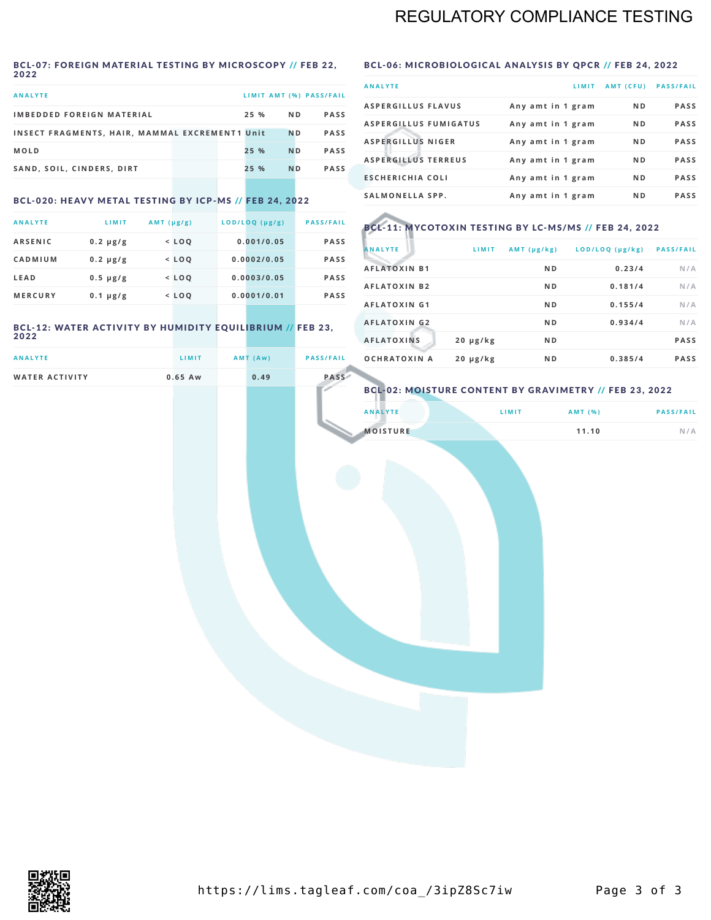# REGULATORY COMPLIANCE TESTING

## BCL-07: FOREIGN MATERIAL TESTING BY MICROSCOPY // FEB 22, 2022

| ANALYTE | LIMIT | AMT (%) | PASS/FAIL |
|---|---|---|---|
| IMBEDDED FOREIGN MATERIAL | 25 % | ND | PASS |
| INSECT FRAGMENTS, HAIR, MAMMAL EXCREMENT | 1 Unit | ND | PASS |
| MOLD | 25 % | ND | PASS |
| SAND, SOIL, CINDERS, DIRT | 25 % | ND | PASS |

## BCL-020: HEAVY METAL TESTING BY ICP-MS // FEB 24, 2022

| ANALYTE | LIMIT | AMT (µg/g) | LOD/LOQ (µg/g) | PASS/FAIL |
|---|---|---|---|---|
| ARSENIC | 0.2 µg/g | < LOQ | 0.001/0.05 | PASS |
| CADMIUM | 0.2 µg/g | < LOQ | 0.0002/0.05 | PASS |
| LEAD | 0.5 µg/g | < LOQ | 0.0003/0.05 | PASS |
| MERCURY | 0.1 µg/g | < LOQ | 0.0001/0.01 | PASS |

## BCL-12: WATER ACTIVITY BY HUMIDITY EQUILIBRIUM // FEB 23, 2022

| ANALYTE | LIMIT | AMT (Aw) | PASS/FAIL |
|---|---|---|---|
| WATER ACTIVITY | 0.65 Aw | 0.49 | PASS |

## BCL-06: MICROBIOLOGICAL ANALYSIS BY QPCR // FEB 24, 2022

| ANALYTE | LIMIT | AMT (CFU) | PASS/FAIL |
|---|---|---|---|
| ASPERGILLUS FLAVUS | Any amt in 1 gram | ND | PASS |
| ASPERGILLUS FUMIGATUS | Any amt in 1 gram | ND | PASS |
| ASPERGILLUS NIGER | Any amt in 1 gram | ND | PASS |
| ASPERGILLUS TERREUS | Any amt in 1 gram | ND | PASS |
| ESCHERICHIA COLI | Any amt in 1 gram | ND | PASS |
| SALMONELLA SPP. | Any amt in 1 gram | ND | PASS |

## BCL-11: MYCOTOXIN TESTING BY LC-MS/MS // FEB 24, 2022

| ANALYTE | LIMIT | AMT (µg/kg) | LOD/LOQ (µg/kg) | PASS/FAIL |
|---|---|---|---|---|
| AFLATOXIN B1 | | ND | 0.23/4 | N/A |
| AFLATOXIN B2 | | ND | 0.181/4 | N/A |
| AFLATOXIN G1 | | ND | 0.155/4 | N/A |
| AFLATOXIN G2 | | ND | 0.934/4 | N/A |
| AFLATOXINS | 20 µg/kg | ND | | PASS |
| OCHRATOXIN A | 20 µg/kg | ND | 0.385/4 | PASS |

## BCL-02: MOISTURE CONTENT BY GRAVIMETRY // FEB 23, 2022

| ANALYTE | LIMIT | AMT (%) | PASS/FAIL |
|---|---|---|---|
| MOISTURE | | 11.10 | N/A |

https://lims.tagleaf.com/coa_/3ipZ8Sc7iw